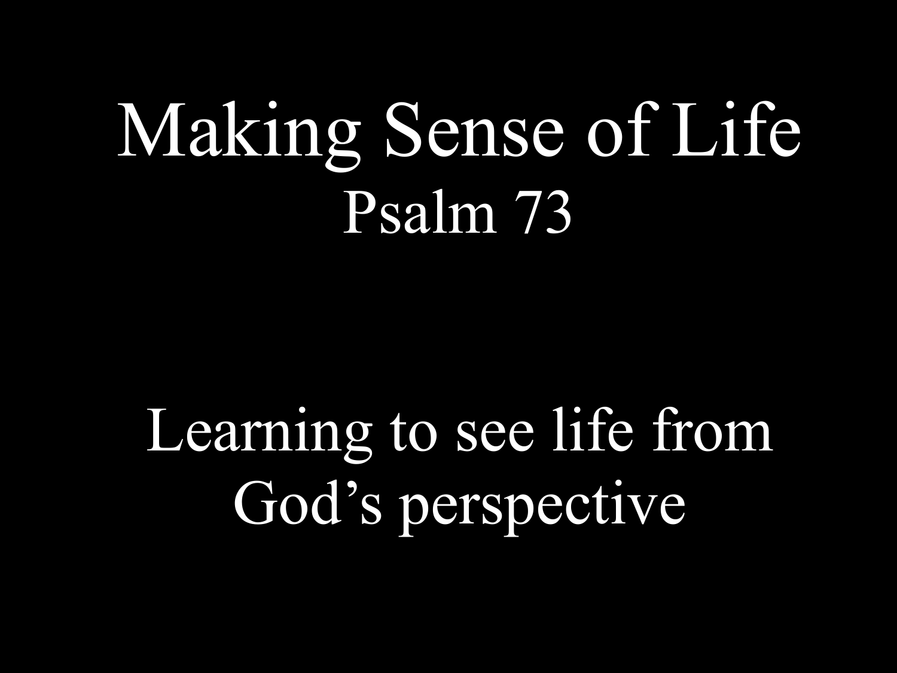# Making Sense of Life

## Psalm 73

Learning to see life from God's perspective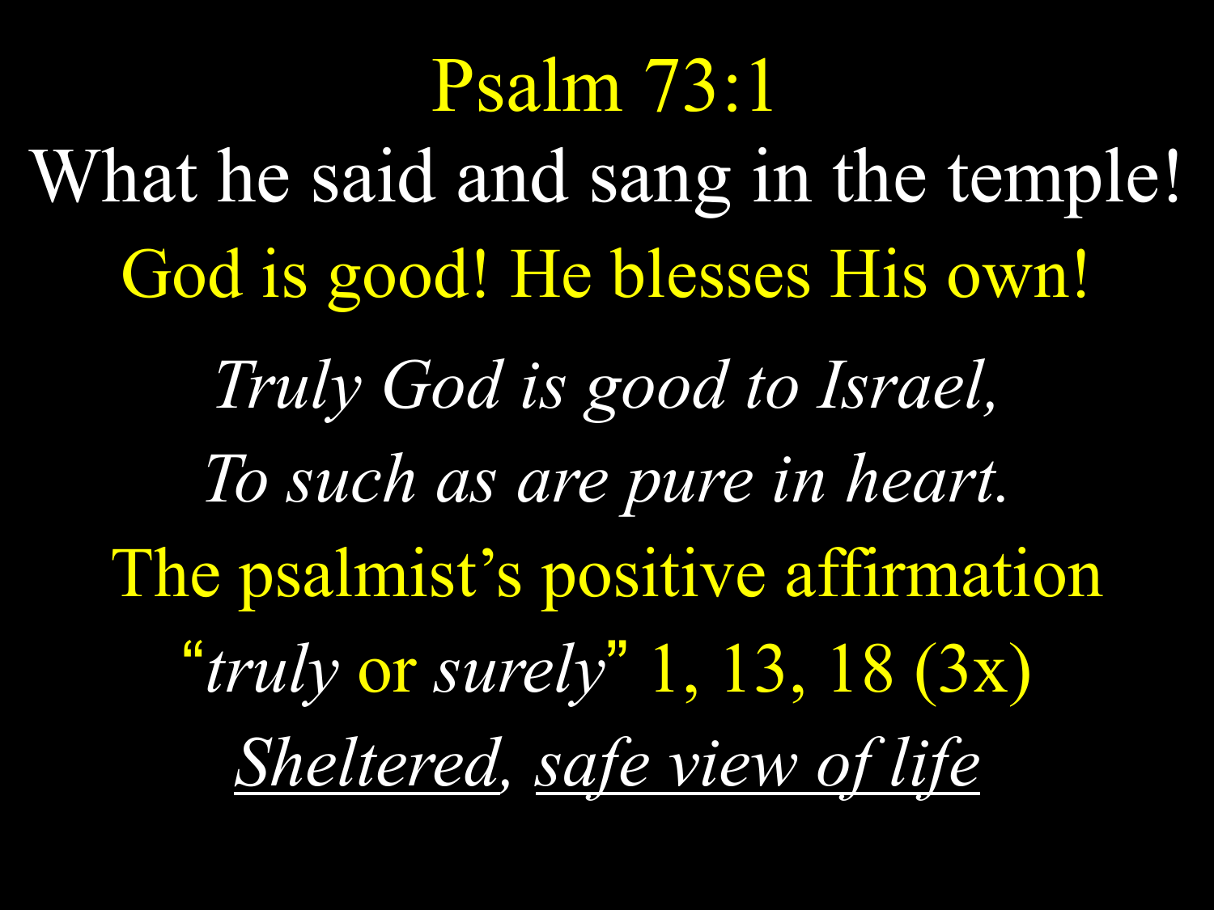# Psalm 73:1

What he said and sang in the temple!

God is good! He blesses His own!

*Truly God is good to Israel,*

*To such as are pure in heart.*

The psalmist's positive affirmation

"*truly* or *surely*" 1, 13, 18 (3x)

*Sheltered, safe view of life*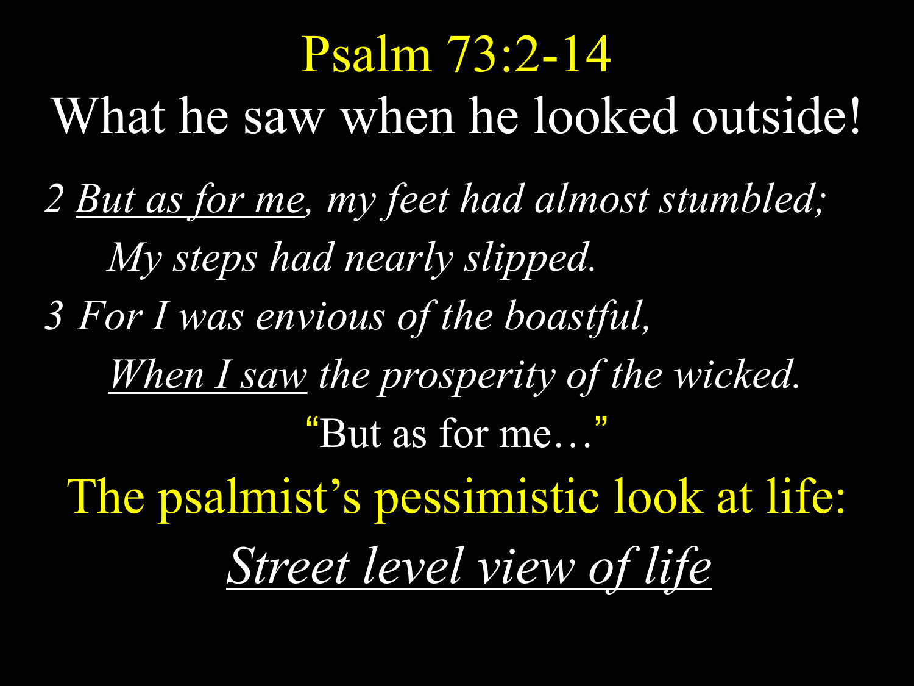# Psalm 73:2-14

## What he saw when he looked outside!

*2 <u>But as for me</u>, my feet had almost stumbled;*
*My steps had nearly slipped.*
*3 For I was envious of the boastful,*
*<u>When I saw</u> the prosperity of the wicked.*

"But as for me…"

## The psalmist's pessimistic look at life:

## *<u>Street level view of life</u>*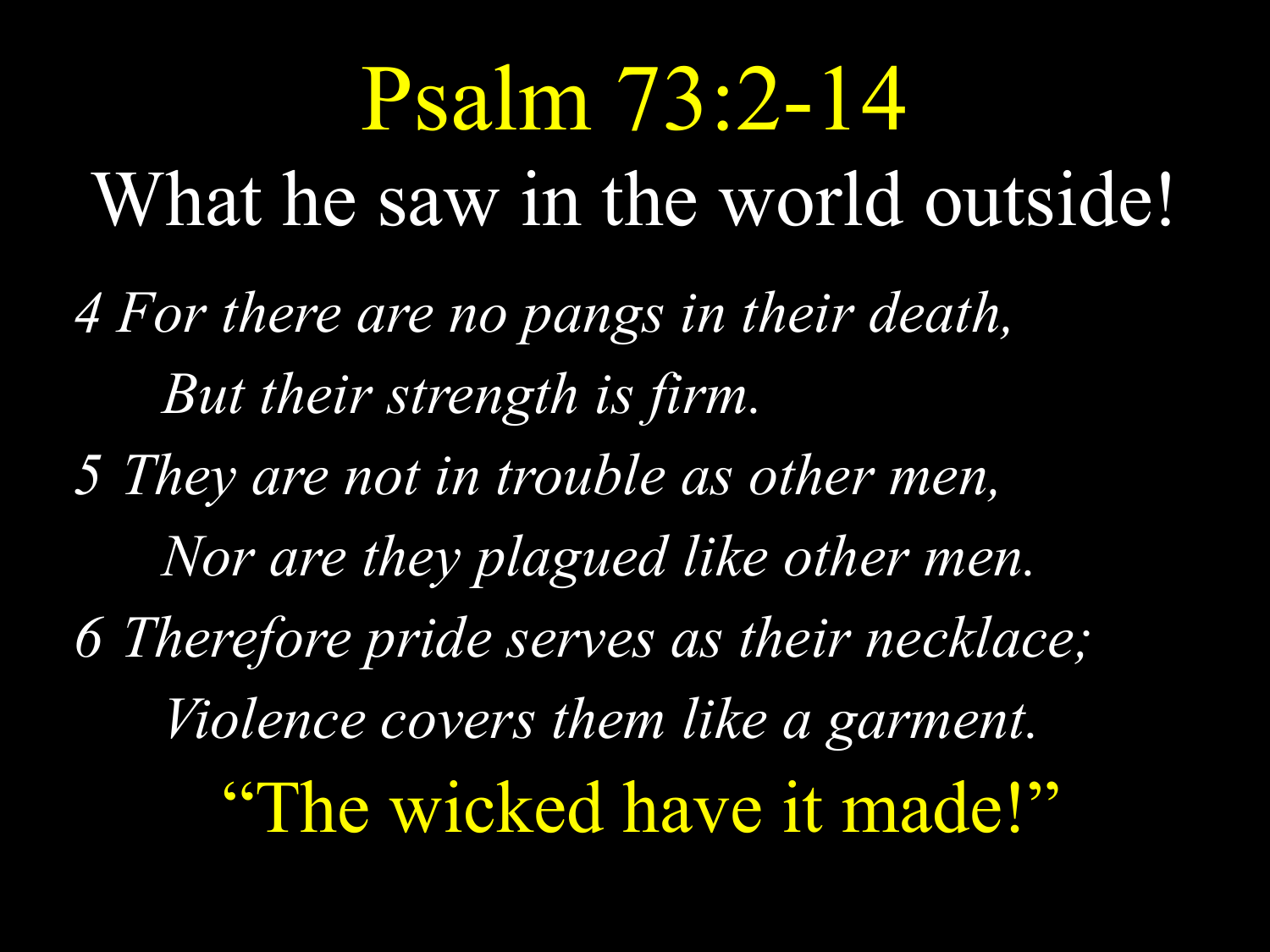# Psalm 73:2-14

## What he saw in the world outside!

*4 For there are no pangs in their death,*
*But their strength is firm.*
*5 They are not in trouble as other men,*
*Nor are they plagued like other men.*
*6 Therefore pride serves as their necklace;*
*Violence covers them like a garment.*

"The wicked have it made!"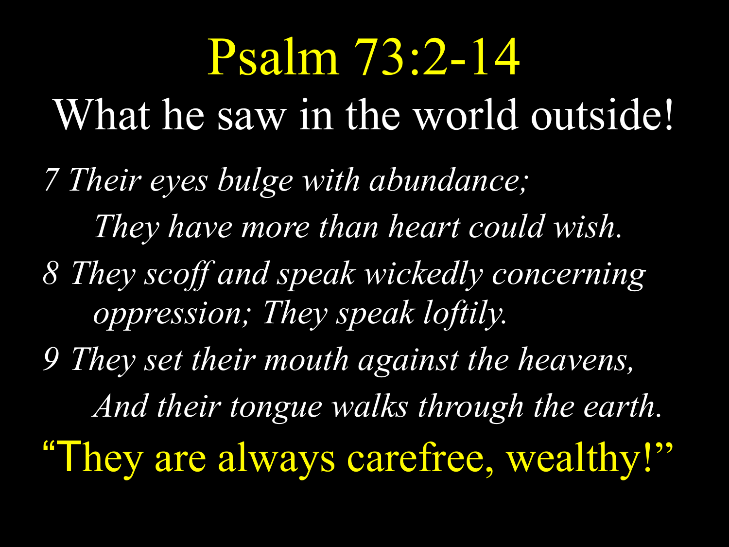# Psalm 73:2-14

## What he saw in the world outside!

*7 Their eyes bulge with abundance;*
*They have more than heart could wish.*

*8 They scoff and speak wickedly concerning oppression; They speak loftily.*

*9 They set their mouth against the heavens,*
*And their tongue walks through the earth.*

"They are always carefree, wealthy!"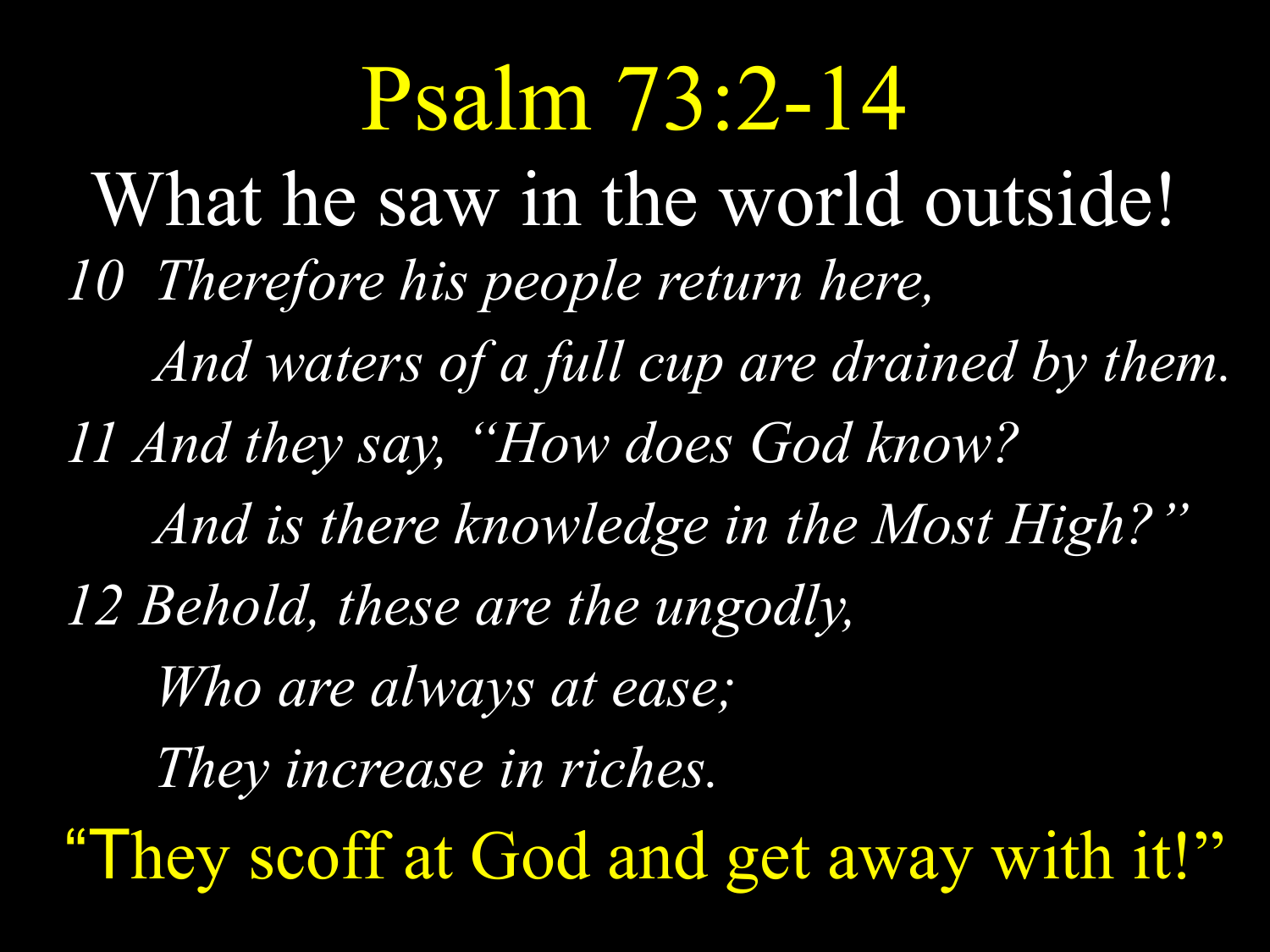# Psalm 73:2-14

## What he saw in the world outside!

*10 Therefore his people return here,*
*And waters of a full cup are drained by them.*
*11 And they say, "How does God know?*
*And is there knowledge in the Most High?"*
*12 Behold, these are the ungodly,*
*Who are always at ease;*
*They increase in riches.*

"They scoff at God and get away with it!"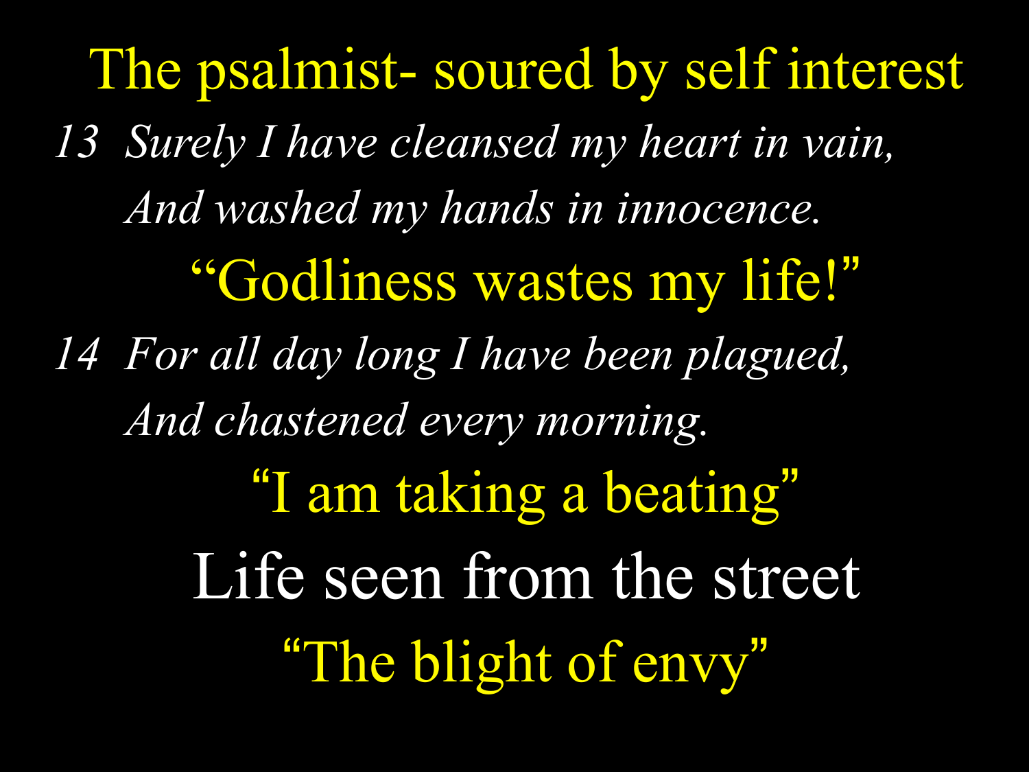# The psalmist- soured by self interest

*13 Surely I have cleansed my heart in vain,*
*And washed my hands in innocence.*

"Godliness wastes my life!"

*14 For all day long I have been plagued,*
*And chastened every morning.*

"I am taking a beating"

Life seen from the street

"The blight of envy"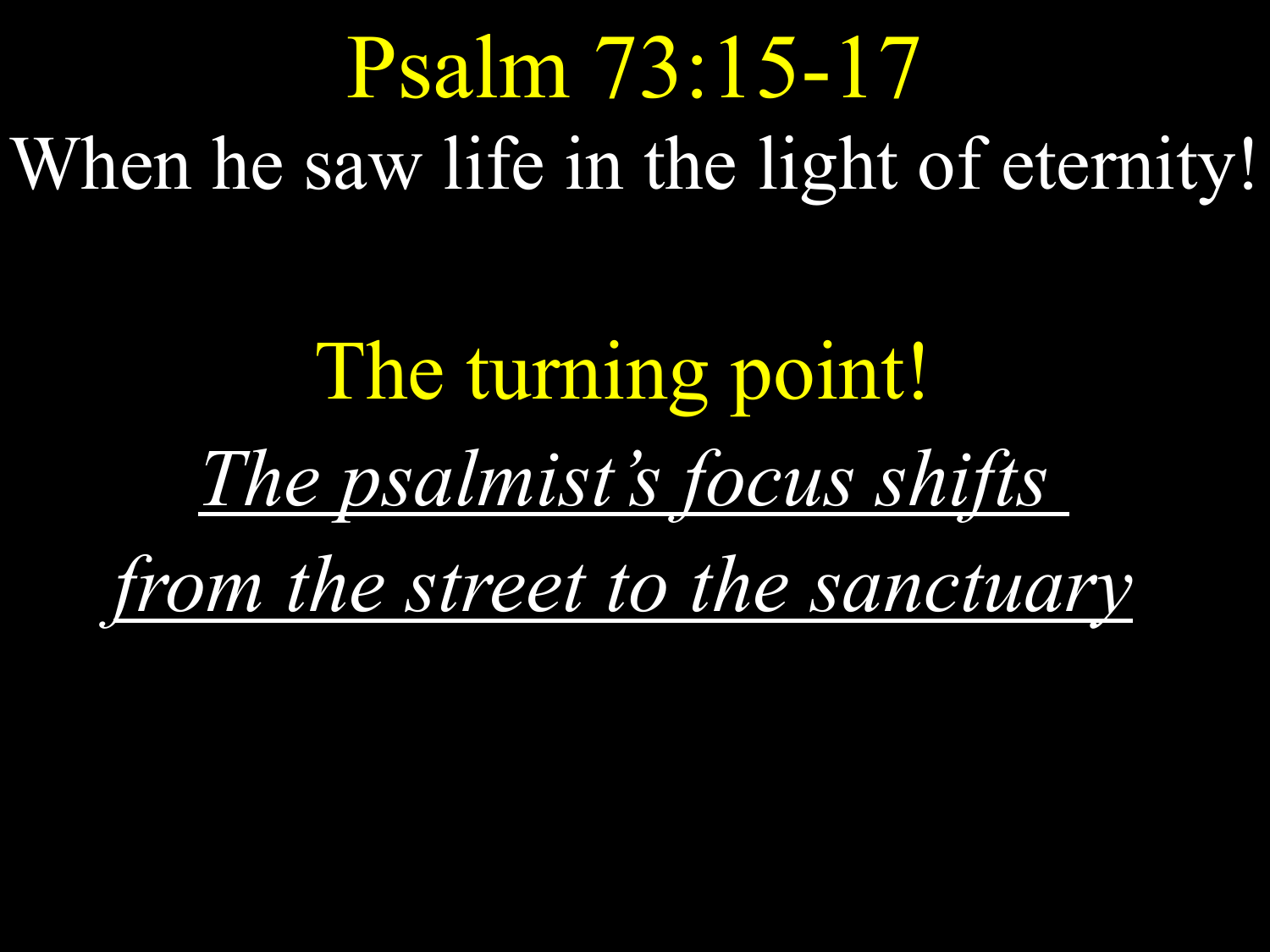# Psalm 73:15-17

When he saw life in the light of eternity!

## The turning point!

*The psalmist's focus shifts from the street to the sanctuary*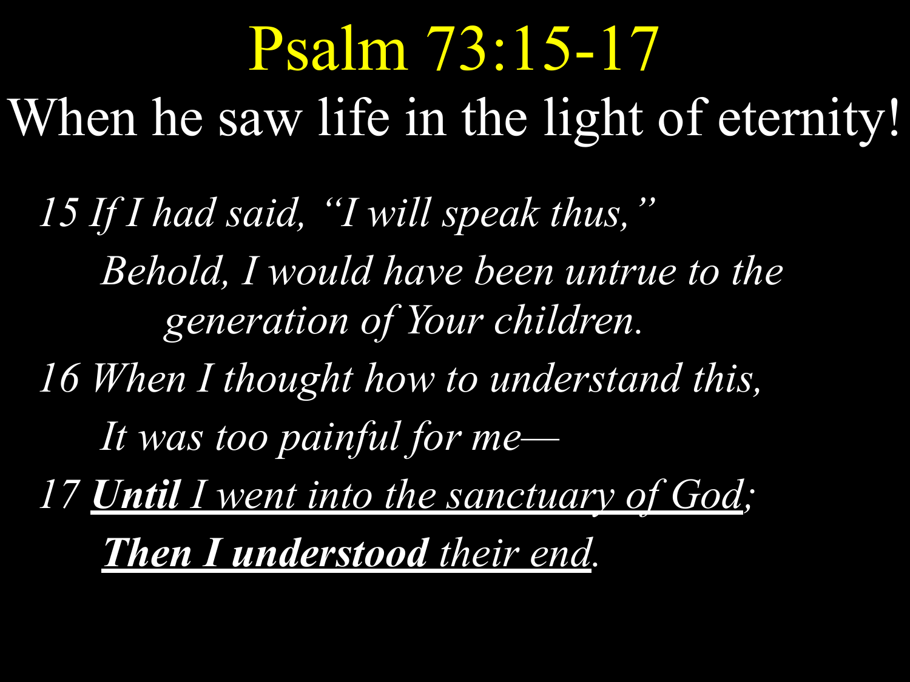# Psalm 73:15-17

## When he saw life in the light of eternity!

*15 If I had said, "I will speak thus,"*

*Behold, I would have been untrue to the generation of Your children.*

*16 When I thought how to understand this,*

*It was too painful for me—*

*17* ***Until*** *I went into the sanctuary of God;*

***Then I understood*** *their end.*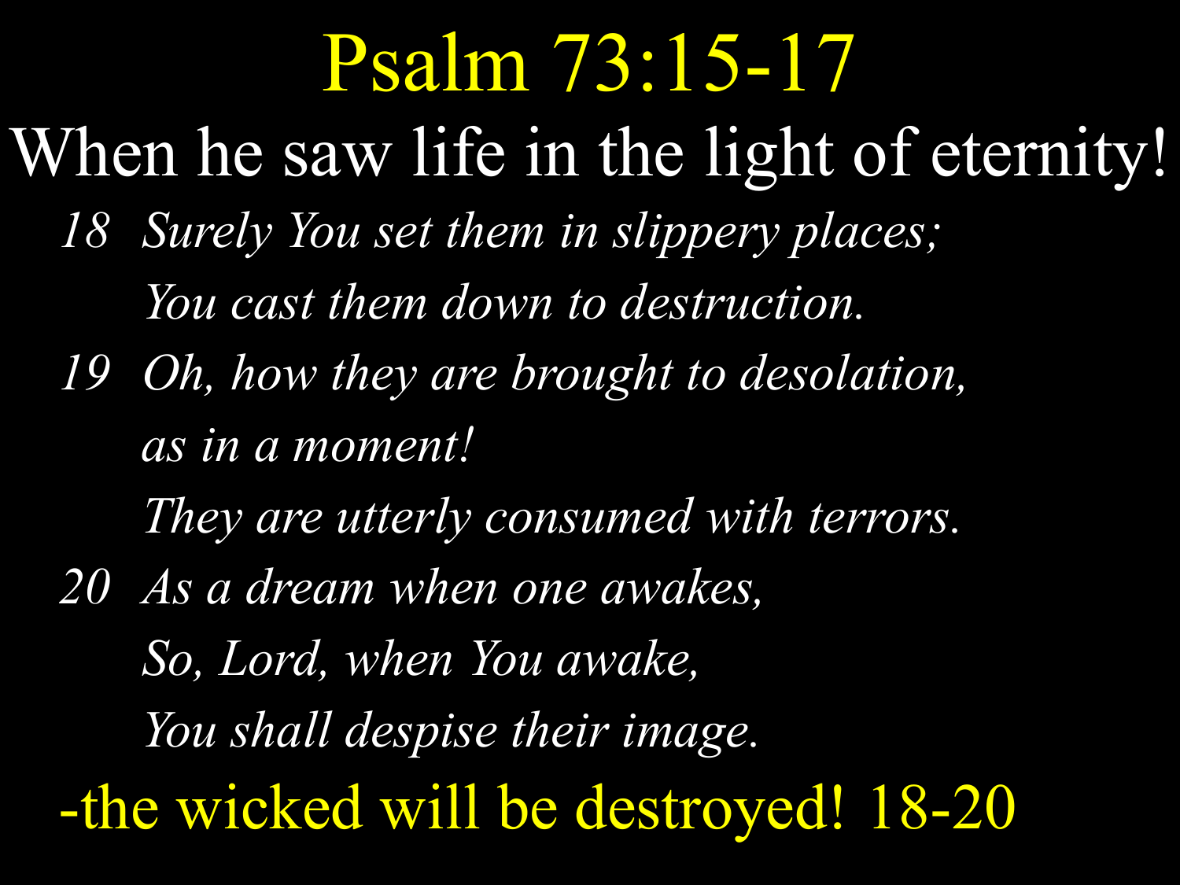# Psalm 73:15-17

## When he saw life in the light of eternity!

*18 Surely You set them in slippery places;*
*You cast them down to destruction.*

*19 Oh, how they are brought to desolation,*
*as in a moment!*
*They are utterly consumed with terrors.*

*20 As a dream when one awakes,*
*So, Lord, when You awake,*
*You shall despise their image.*

-the wicked will be destroyed! 18-20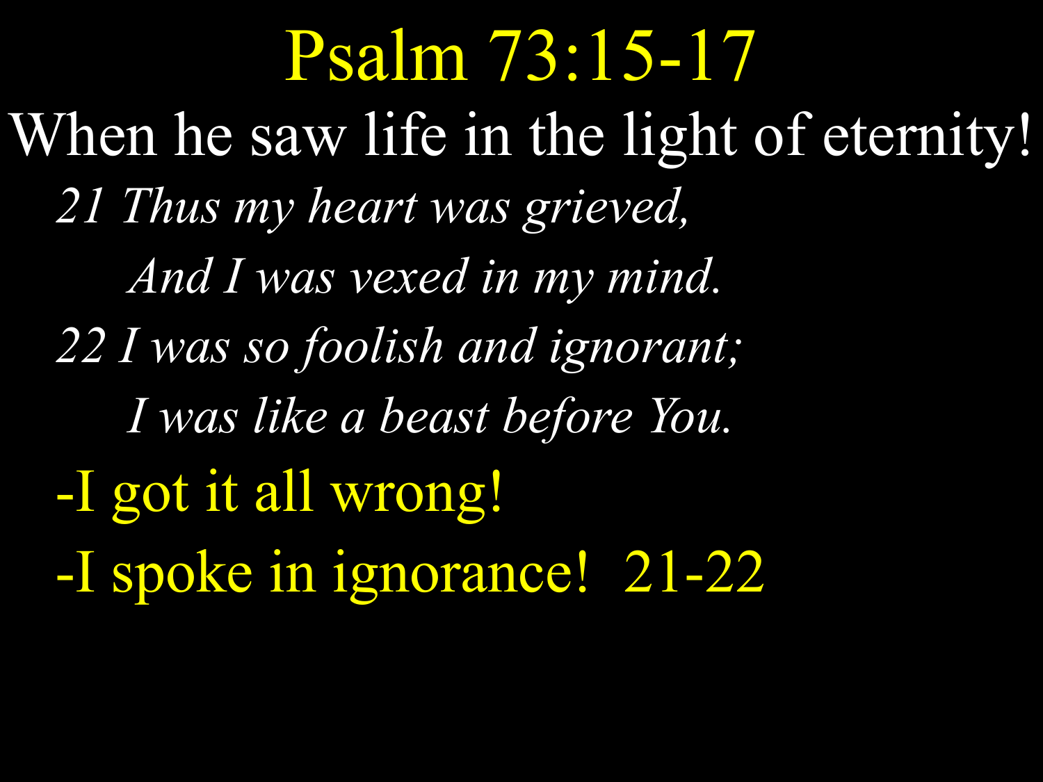# Psalm 73:15-17

## When he saw life in the light of eternity!

*21 Thus my heart was grieved,*
*And I was vexed in my mind.*
*22 I was so foolish and ignorant;*
*I was like a beast before You.*

- -I got it all wrong!
- -I spoke in ignorance! 21-22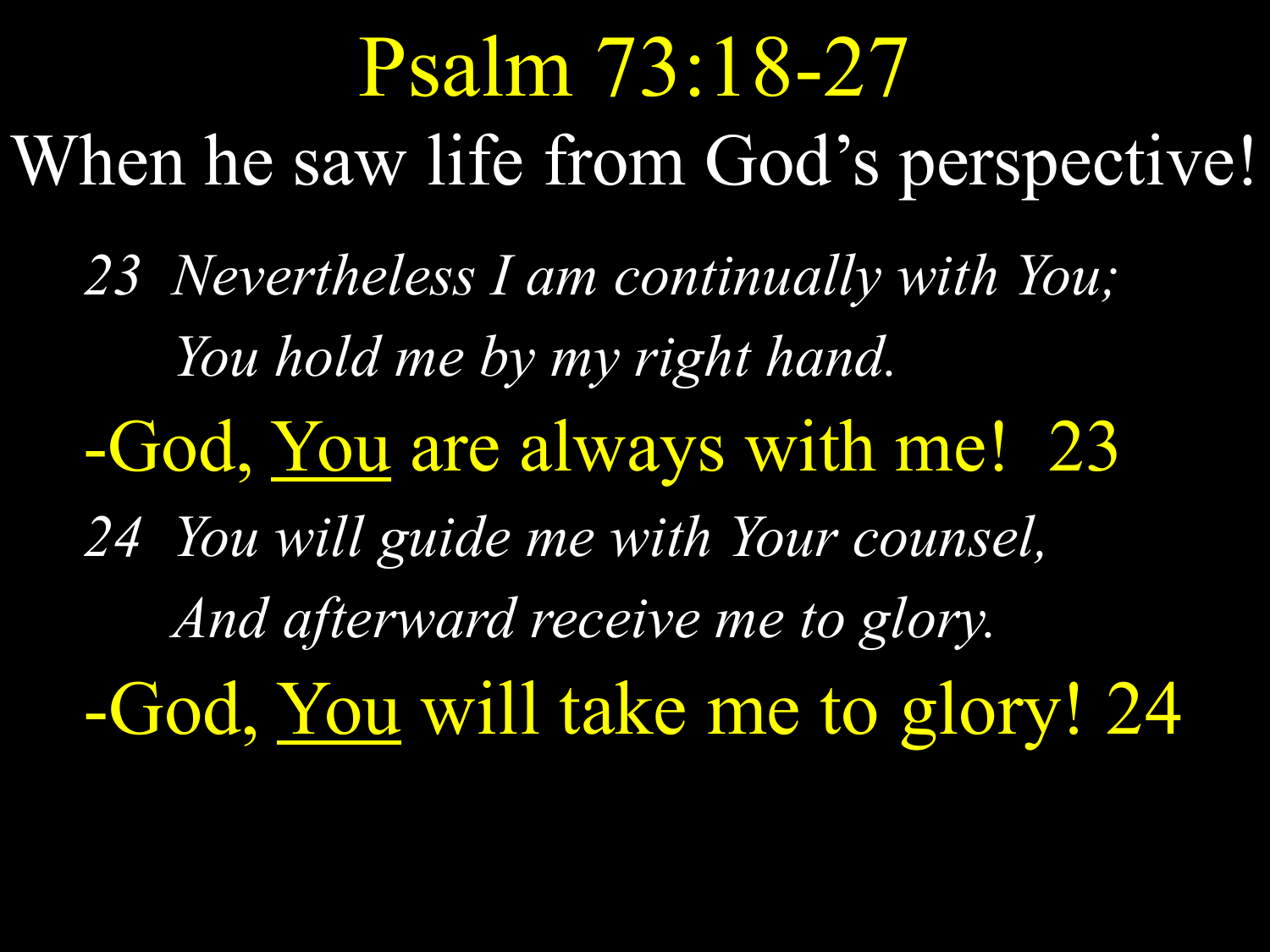# Psalm 73:18-27

## When he saw life from God's perspective!

*23 Nevertheless I am continually with You;*
*You hold me by my right hand.*

-God, <u>You</u> are always with me! 23

*24 You will guide me with Your counsel,*
*And afterward receive me to glory.*

-God, <u>You</u> will take me to glory! 24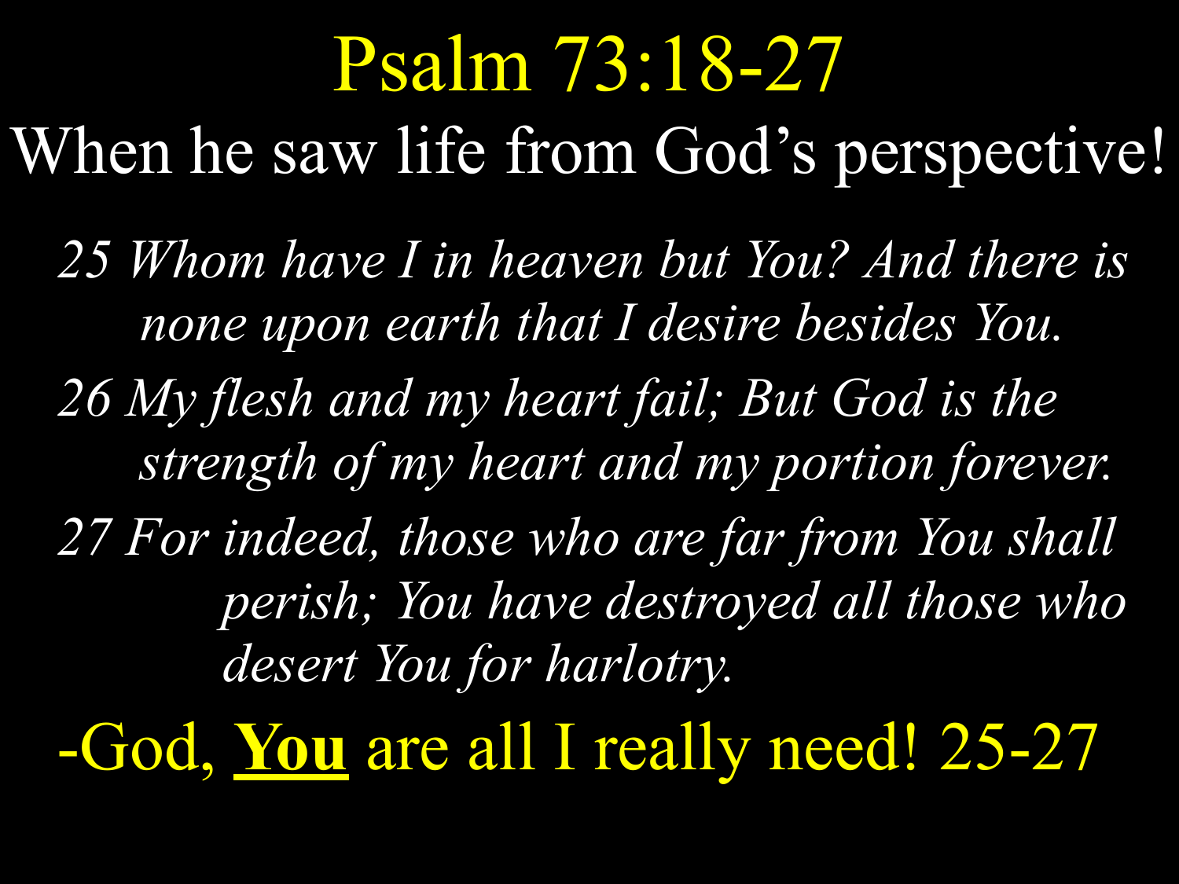# Psalm 73:18-27

## When he saw life from God's perspective!

*25 Whom have I in heaven but You? And there is none upon earth that I desire besides You.*

*26 My flesh and my heart fail; But God is the strength of my heart and my portion forever.*

*27 For indeed, those who are far from You shall perish; You have destroyed all those who desert You for harlotry.*

-God, **<u>You</u>** are all I really need! 25-27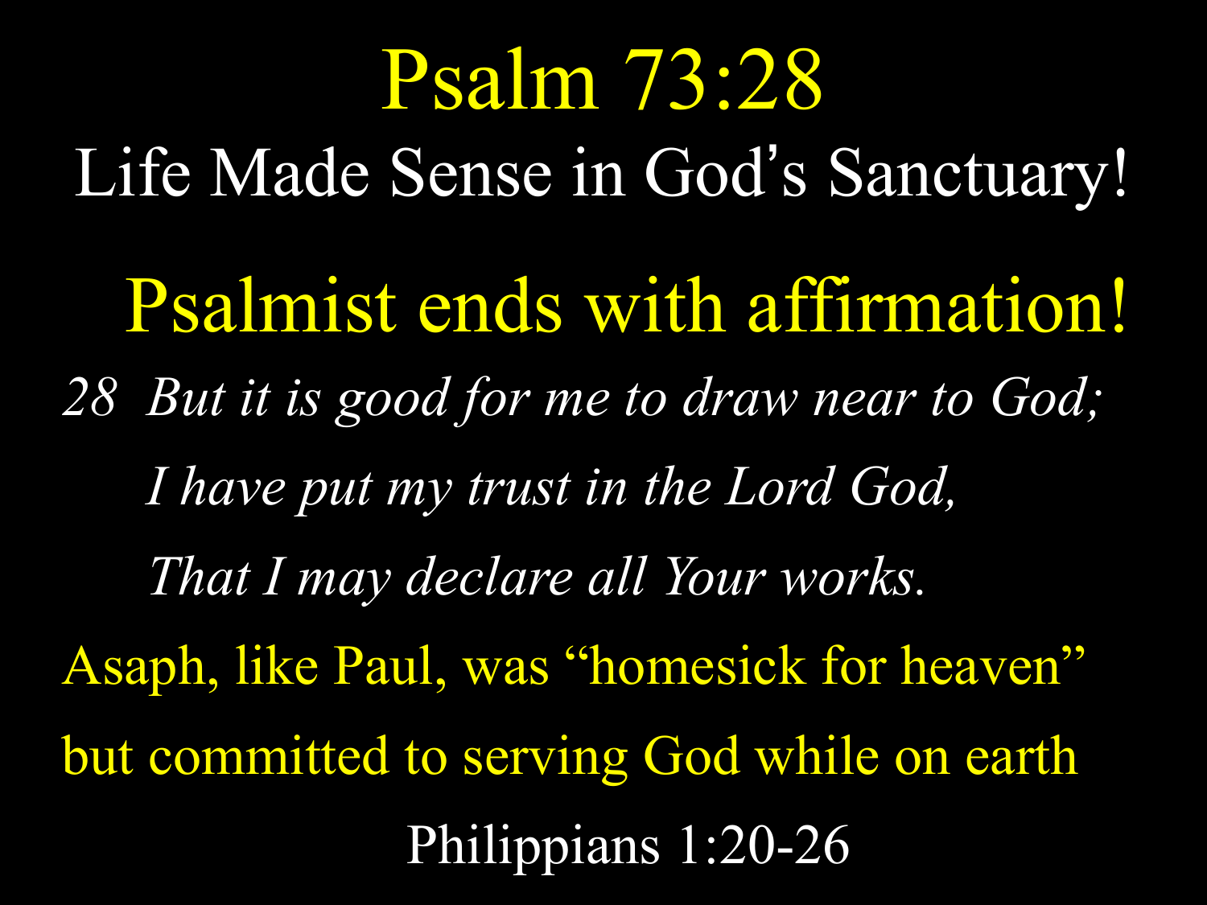# Psalm 73:28

## Life Made Sense in God's Sanctuary!

## Psalmist ends with affirmation!

*28 But it is good for me to draw near to God;*
*I have put my trust in the Lord God,*
*That I may declare all Your works.*

Asaph, like Paul, was "homesick for heaven" but committed to serving God while on earth

Philippians 1:20-26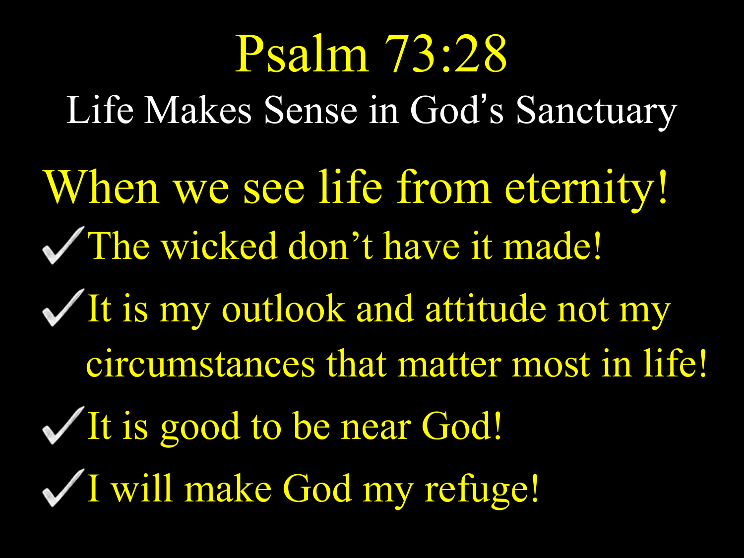# Psalm 73:28

## Life Makes Sense in God's Sanctuary

## When we see life from eternity!

- ✓ The wicked don't have it made!
- ✓ It is my outlook and attitude not my circumstances that matter most in life!
- ✓ It is good to be near God!
- ✓ I will make God my refuge!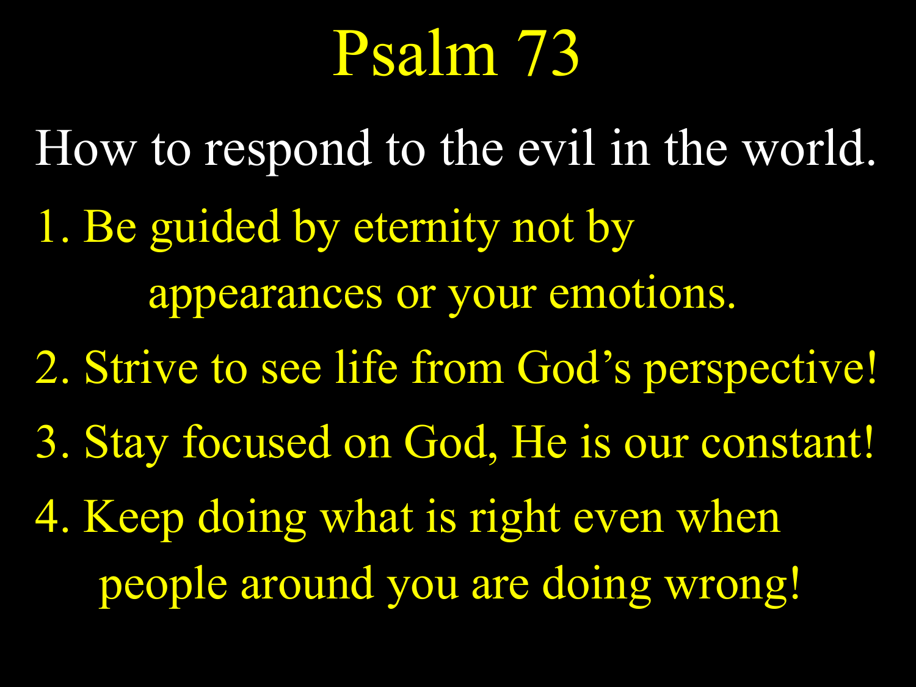# Psalm 73

How to respond to the evil in the world.

1. Be guided by eternity not by appearances or your emotions.
2. Strive to see life from God's perspective!
3. Stay focused on God, He is our constant!
4. Keep doing what is right even when people around you are doing wrong!